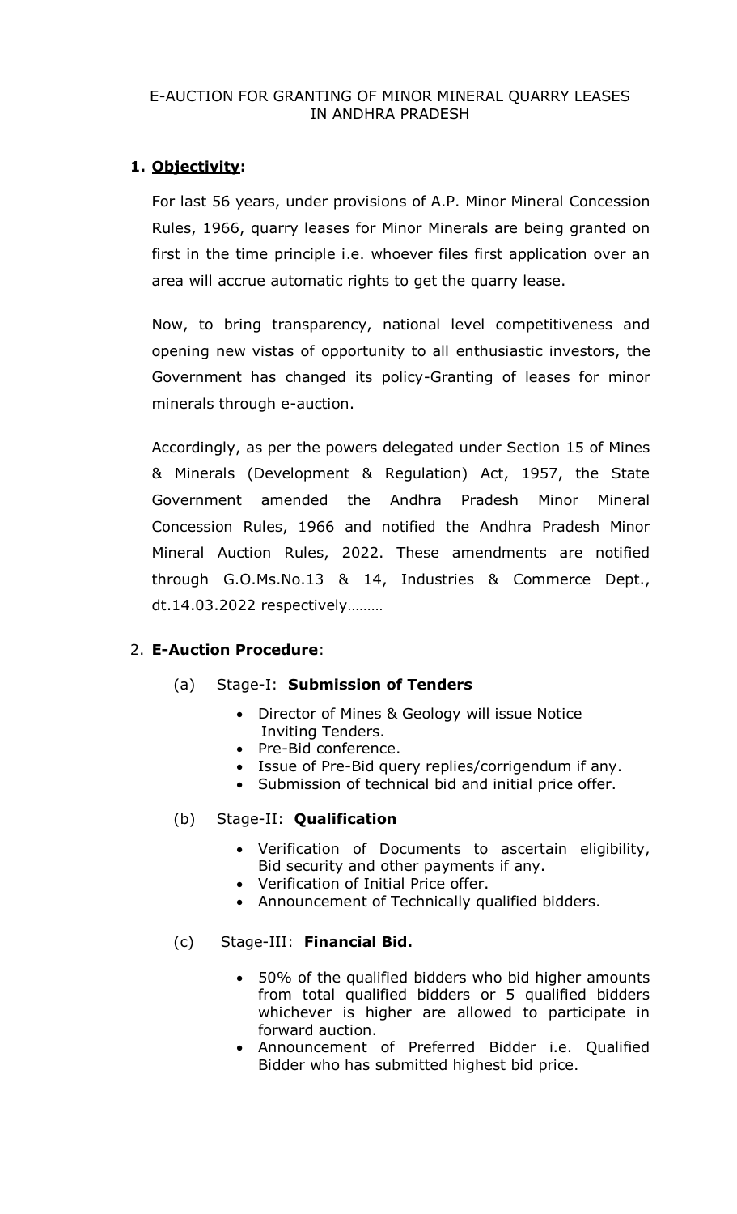E-AUCTION FOR GRANTING OF MINOR MINERAL QUARRY LEASES IN ANDHRA PRADESH

**1. Objectivity:**

For last 56 years, under provisions of A.P. Minor Mineral Concession Rules, 1966, quarry leases for Minor Minerals are being granted on first in the time principle i.e. whoever files first application over an area will accrue automatic rights to get the quarry lease.

Now, to bring transparency, national level competitiveness and opening new vistas of opportunity to all enthusiastic investors, the Government has changed its policy-Granting of leases for minor minerals through e-auction.

Accordingly, as per the powers delegated under Section 15 of Mines & Minerals (Development & Regulation) Act, 1957, the State Government amended the Andhra Pradesh Minor Mineral Concession Rules, 1966 and notified the Andhra Pradesh Minor Mineral Auction Rules, 2022. These amendments are notified through G.O.Ms.No.13 & 14, Industries & Commerce Dept., dt.14.03.2022 respectively………

2. **E-Auction Procedure**:

(a) Stage-I: **Submission of Tenders**

- Director of Mines & Geology will issue Notice Inviting Tenders.
- Pre-Bid conference.
- Issue of Pre-Bid query replies/corrigendum if any.
- Submission of technical bid and initial price offer.

(b) Stage-II: **Qualification**

- Verification of Documents to ascertain eligibility, Bid security and other payments if any.
- Verification of Initial Price offer.
- Announcement of Technically qualified bidders.

(c) Stage-III: **Financial Bid.**

- 50% of the qualified bidders who bid higher amounts from total qualified bidders or 5 qualified bidders whichever is higher are allowed to participate in forward auction.
- Announcement of Preferred Bidder i.e. Qualified Bidder who has submitted highest bid price.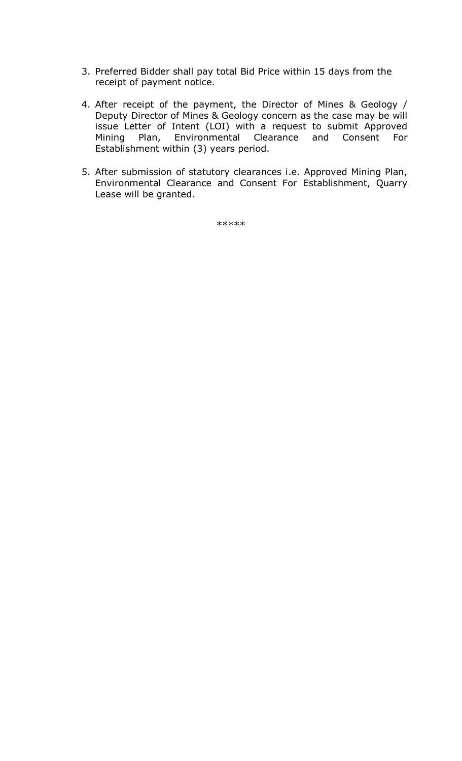3. Preferred Bidder shall pay total Bid Price within 15 days from the receipt of payment notice.

4. After receipt of the payment, the Director of Mines & Geology / Deputy Director of Mines & Geology concern as the case may be will issue Letter of Intent (LOI) with a request to submit Approved Mining Plan, Environmental Clearance and Consent For Establishment within (3) years period.

5. After submission of statutory clearances i.e. Approved Mining Plan, Environmental Clearance and Consent For Establishment, Quarry Lease will be granted.

*****